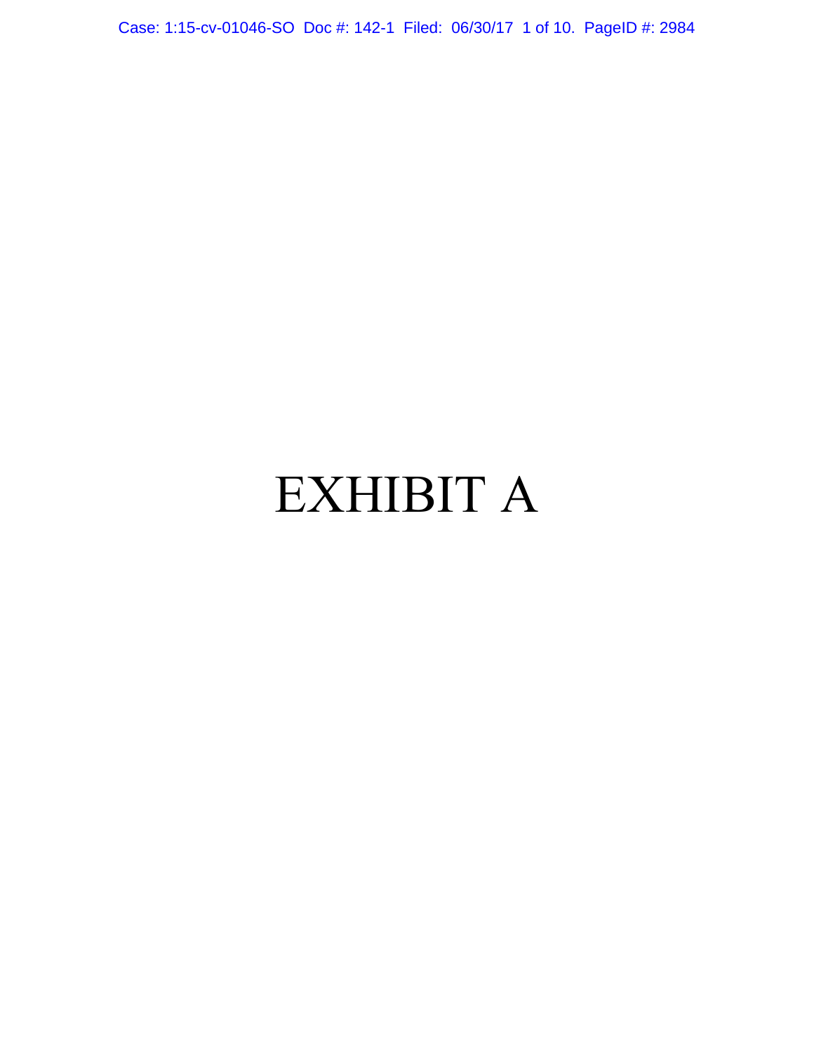# EXHIBIT A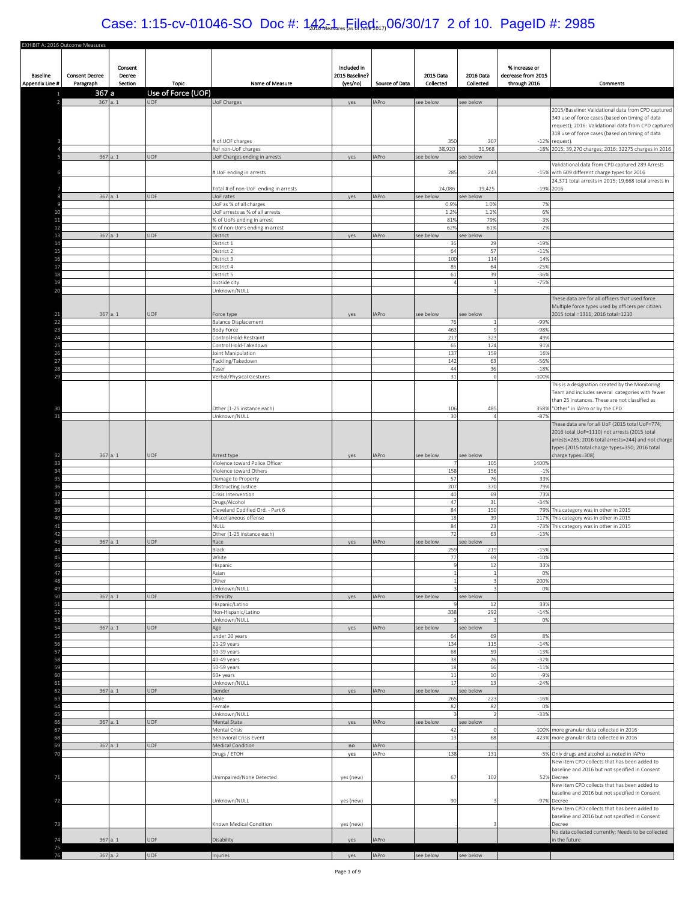EXHIBIT A: 2016 Outcome Measures

| Baseline Appendix Line # | Consent Decree Paragraph | Consent Decree Section | Topic | Name of Measure | Included in 2015 Baseline? (yes/no) | Source of Data | 2015 Data Collected | 2016 Data Collected | % increase or decrease from 2015 through 2016 | Comments |
|---|---|---|---|---|---|---|---|---|---|---|
| 1 | 367 a | | Use of Force (UOF) | | | | | | | |
| 2 | 367 | a. 1 | UOF | UoF Charges | yes | IAPro | see below | see below | | |
| 3 | | | | # of UOF charges | | | 350 | 307 | -12% | 2015/Baseline: Validational data from CPD captured 349 use of force cases (based on timing of data request); 2016: Validational data from CPD captured 318 use of force cases (based on timing of data request). |
| 4 | | | | #of non-UoF charges | | | 38,920 | 31,968 | -18% | 2015: 39,270 charges; 2016: 32275 charges in 2016 |
| 5 | 367 | a. 1 | UOF | UoF Charges ending in arrests | yes | IAPro | see below | see below | | |
| 6 | | | | # UoF ending in arrests | | | 285 | 243 | -15% | Validational data from CPD captured 289 Arrests with 609 different charge types for 2016 |
| 7 | | | | Total # of non-UoF ending in arrests | | | 24,086 | 19,425 | -19% | 24,371 total arrests in 2015; 19,668 total arrests in 2016 |
| 8 | 367 | a. 1 | UOF | UoF rates | yes | IAPro | see below | see below | | |
| 9 | | | | UoF as % of all charges | | | 0.9% | 1.0% | 7% | |
| 10 | | | | UoF arrests as % of all arrests | | | 1.2% | 1.2% | 6% | |
| 11 | | | | % of UoFs ending in arrest | | | 81% | 79% | -3% | |
| 12 | | | | % of non-UoFs ending in arrest | | | 62% | 61% | -2% | |
| 13 | 367 | a. 1 | UOF | District | yes | IAPro | see below | see below | | |
| 14 | | | | District 1 | | | 36 | 29 | -19% | |
| 15 | | | | District 2 | | | 64 | 57 | -11% | |
| 16 | | | | District 3 | | | 100 | 114 | 14% | |
| 17 | | | | District 4 | | | 85 | 64 | -25% | |
| 18 | | | | District 5 | | | 61 | 39 | -36% | |
| 19 | | | | outside city | | | 4 | 1 | -75% | |
| 20 | | | | Unknown/NULL | | | - | 3 | | |
| 21 | 367 | a. 1 | UOF | Force type | yes | IAPro | see below | see below | | These data are for all officers that used force. Multiple force types used by officers per citizen. 2015 total =1311; 2016 total=1210 |
| 22 | | | | Balance Displacement | | | 76 | 1 | -99% | |
| 23 | | | | Body Force | | | 463 | 9 | -98% | |
| 24 | | | | Control Hold-Restraint | | | 217 | 323 | 49% | |
| 25 | | | | Control Hold-Takedown | | | 65 | 124 | 91% | |
| 26 | | | | Joint Manipulation | | | 137 | 159 | 16% | |
| 27 | | | | Tackling/Takedown | | | 142 | 63 | -56% | |
| 28 | | | | Taser | | | 44 | 36 | -18% | |
| 29 | | | | Verbal/Physical Gestures | | | 31 | 0 | -100% | |
| 30 | | | | Other (1-25 instance each) | | | 106 | 485 | 358% | This is a designation created by the Monitoring Team and includes several categories with fewer than 25 instances. These are not classified as "Other" in IAPro or by the CPD |
| 31 | | | | Unknown/NULL | | | 30 | 4 | -87% | |
| 32 | 367 | a. 1 | UOF | Arrest type | yes | IAPro | see below | see below | | These data are for all UoF (2015 total UoF=774; 2016 total UoF=1110) not arrests (2015 total arrests=285; 2016 total arrests=244) and not charge types (2015 total charge types=350; 2016 total charge types=308) |
| 33 | | | | Violence toward Police Officer | | | 7 | 105 | 1400% | |
| 34 | | | | Violence toward Others | | | 158 | 156 | -1% | |
| 35 | | | | Damage to Property | | | 57 | 76 | 33% | |
| 36 | | | | Obstructing Justice | | | 207 | 370 | 79% | |
| 37 | | | | Crisis Intervention | | | 40 | 69 | 73% | |
| 38 | | | | Drugs/Alcohol | | | 47 | 31 | -34% | |
| 39 | | | | Cleveland Codified Ord. - Part 6 | | | 84 | 150 | 79% | This category was in other in 2015 |
| 40 | | | | Miscellaneous offense | | | 18 | 39 | 117% | This category was in other in 2015 |
| 41 | | | | NULL | | | 84 | 23 | -73% | This category was in other in 2015 |
| 42 | | | | Other (1-25 instance each) | | | 72 | 63 | -13% | |
| 43 | 367 | a. 1 | UOF | Race | yes | IAPro | see below | see below | | |
| 44 | | | | Black | | | 259 | 219 | -15% | |
| 45 | | | | White | | | 77 | 69 | -10% | |
| 46 | | | | Hispanic | | | 9 | 12 | 33% | |
| 47 | | | | Asian | | | 1 | 1 | 0% | |
| 48 | | | | Other | | | 1 | 3 | 200% | |
| 49 | | | | Unknown/NULL | | | 3 | 3 | 0% | |
| 50 | 367 | a. 1 | UOF | Ethnicity | yes | IAPro | see below | see below | | |
| 51 | | | | Hispanic/Latino | | | 9 | 12 | 33% | |
| 52 | | | | Non-Hispanic/Latino | | | 338 | 292 | -14% | |
| 53 | | | | Unknown/NULL | | | 3 | 3 | 0% | |
| 54 | 367 | a. 1 | UOF | Age | yes | IAPro | see below | see below | | |
| 55 | | | | under 20 years | | | 64 | 69 | 8% | |
| 56 | | | | 21-29 years | | | 134 | 115 | -14% | |
| 57 | | | | 30-39 years | | | 68 | 59 | -13% | |
| 58 | | | | 40-49 years | | | 38 | 26 | -32% | |
| 59 | | | | 50-59 years | | | 18 | 16 | -11% | |
| 60 | | | | 60+ years | | | 11 | 10 | -9% | |
| 61 | | | | Unknown/NULL | | | 17 | 13 | -24% | |
| 62 | 367 | a. 1 | UOF | Gender | yes | IAPro | see below | see below | | |
| 63 | | | | Male | | | 265 | 223 | -16% | |
| 64 | | | | Female | | | 82 | 82 | 0% | |
| 65 | | | | Unknown/NULL | | | 3 | 2 | -33% | |
| 66 | 367 | a. 1 | UOF | Mental State | yes | IAPro | see below | see below | | |
| 67 | | | | Mental Crisis | | | 42 | 0 | -100% | more granular data collected in 2016 |
| 68 | | | | Behavioral Crisis Event | | | 13 | 68 | 423% | more granular data collected in 2016 |
| 69 | 367 | a. 1 | UOF | Medical Condition | no | IAPro | | | | |
| 70 | | | | Drugs / ETOH | yes | IAPro | 138 | 131 | -5% | Only drugs and alcohol as noted in IAPro |
| 71 | | | | Unimpaired/None Detected | yes (new) | | 67 | 102 | 52% | New item CPD collects that has been added to baseline and 2016 but not specified in Consent Decree |
| 72 | | | | Unknown/NULL | yes (new) | | 90 | 3 | -97% | New item CPD collects that has been added to baseline and 2016 but not specified in Consent Decree |
| 73 | | | | Known Medical Condition | yes (new) | | | 3 | | New item CPD collects that has been added to baseline and 2016 but not specified in Consent Decree |
| 74 | 367 | a. 1 | UOF | Disability | yes | IAPro | | | . | No data collected currently; Needs to be collected in the future |
| 75 | | | | | | | | | | |
| 76 | 367 | a. 2 | UOF | Injuries | yes | IAPro | see below | see below | | |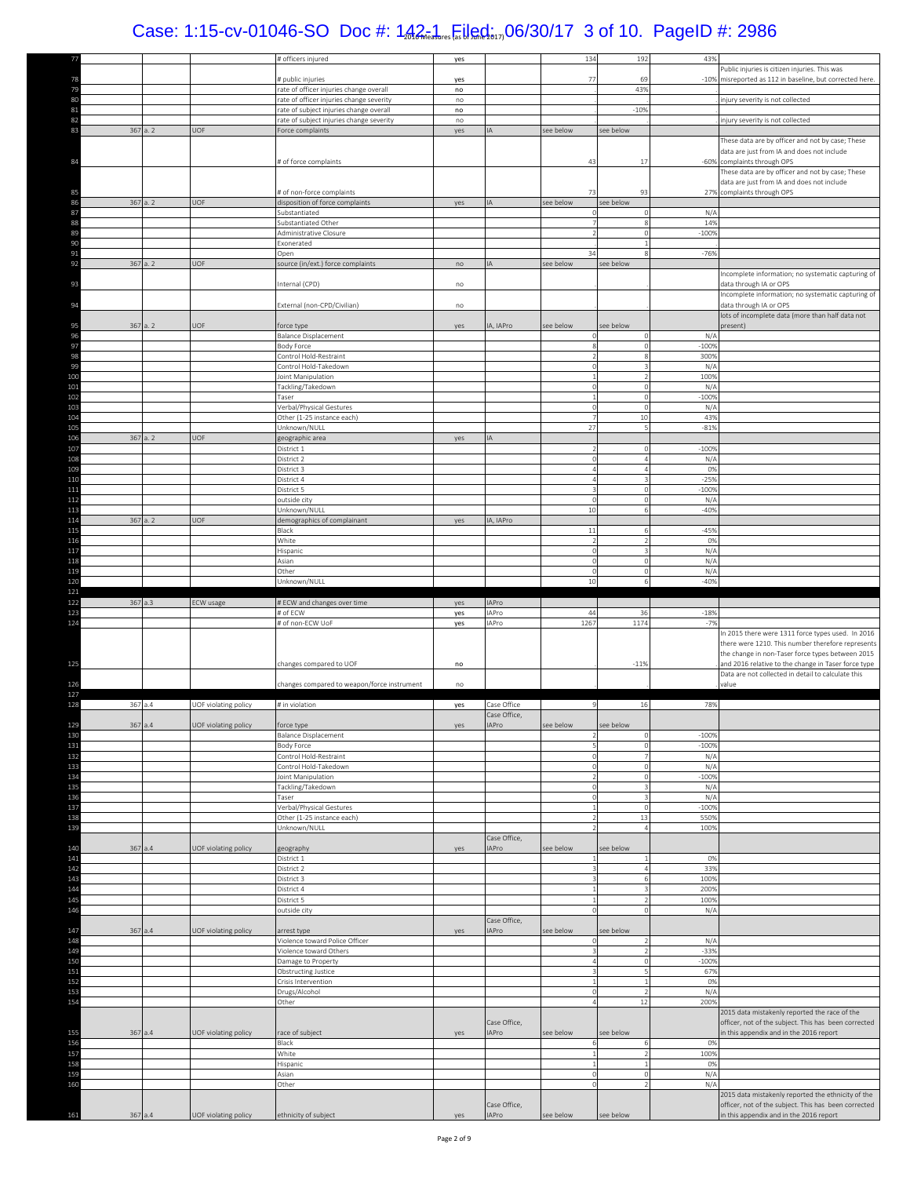| | | | | | | | | | | |
|---|---|---|---|---|---|---|---|---|---|---|
| 77 | | | | # officers injured | yes | | 134 | 192 | 43% | |
| 78 | | | | # public injuries | yes | | 77 | 69 | -10% | Public injuries is citizen injuries. This was misreported as 112 in baseline, but corrected here. |
| 79 | | | | rate of officer injuries change overall | no | | | 43% | | |
| 80 | | | | rate of officer injuries change severity | no | | | . | | injury severity is not collected |
| 81 | | | | rate of subject injuries change overall | no | | | -10% | | |
| 82 | | | | rate of subject injuries change severity | no | | | . | | injury severity is not collected |
| 83 | 367 | a. 2 | UOF | Force complaints | yes | IA | see below | see below | | |
| 84 | | | | # of force complaints | | | 43 | 17 | -60% | These data are by officer and not by case; These data are just from IA and does not include complaints through OPS |
| 85 | | | | # of non-force complaints | | | 73 | 93 | 27% | These data are by officer and not by case; These data are just from IA and does not include complaints through OPS |
| 86 | 367 | a. 2 | UOF | disposition of force complaints | yes | IA | see below | see below | | |
| 87 | | | | Substantiated | | | 0 | 0 | N/A | |
| 88 | | | | Substantiated Other | | | 7 | 8 | 14% | |
| 89 | | | | Administrative Closure | | | 2 | 0 | -100% | |
| 90 | | | | Exonerated | | | | 1 | | |
| 91 | | | | Open | | | 34 | 8 | -76% | |
| 92 | 367 | a. 2 | UOF | source (in/ext.) force complaints | no | IA | see below | see below | | |
| 93 | | | | Internal (CPD) | no | | | . | . | Incomplete information; no systematic capturing of data through IA or OPS |
| 94 | | | | External (non-CPD/Civilian) | no | | | . | . | Incomplete information; no systematic capturing of data through IA or OPS |
| 95 | 367 | a. 2 | UOF | force type | yes | IA, IAPro | see below | see below | | lots of incomplete data (more than half data not present) |
| 96 | | | | Balance Displacement | | | 0 | 0 | N/A | |
| 97 | | | | Body Force | | | 8 | 0 | -100% | |
| 98 | | | | Control Hold-Restraint | | | 2 | 8 | 300% | |
| 99 | | | | Control Hold-Takedown | | | 0 | 3 | N/A | |
| 100 | | | | Joint Manipulation | | | 1 | 2 | 100% | |
| 101 | | | | Tackling/Takedown | | | 0 | 0 | N/A | |
| 102 | | | | Taser | | | 1 | 0 | -100% | |
| 103 | | | | Verbal/Physical Gestures | | | 0 | 0 | N/A | |
| 104 | | | | Other (1-25 instance each) | | | 7 | 10 | 43% | |
| 105 | | | | Unknown/NULL | | | 27 | 5 | -81% | |
| 106 | 367 | a. 2 | UOF | geographic area | yes | IA | | | | |
| 107 | | | | District 1 | | | 2 | 0 | -100% | |
| 108 | | | | District 2 | | | 0 | 4 | N/A | |
| 109 | | | | District 3 | | | 4 | 4 | 0% | |
| 110 | | | | District 4 | | | 4 | 3 | -25% | |
| 111 | | | | District 5 | | | 3 | 0 | -100% | |
| 112 | | | | outside city | | | 0 | 0 | N/A | |
| 113 | | | | Unknown/NULL | | | 10 | 6 | -40% | |
| 114 | 367 | a. 2 | UOF | demographics of complainant | yes | IA, IAPro | | | | |
| 115 | | | | Black | | | 11 | 6 | -45% | |
| 116 | | | | White | | | 2 | 2 | 0% | |
| 117 | | | | Hispanic | | | 0 | 3 | N/A | |
| 118 | | | | Asian | | | 0 | 0 | N/A | |
| 119 | | | | Other | | | 0 | 0 | N/A | |
| 120 | | | | Unknown/NULL | | | 10 | 6 | -40% | |
| 121 | | | | | | | | | | |
| 122 | 367 | a.3 | ECW usage | # ECW and changes over time | yes | IAPro | | | | |
| 123 | | | | # of ECW | yes | IAPro | 44 | 36 | -18% | |
| 124 | | | | # of non-ECW UoF | yes | IAPro | 1267 | 1174 | -7% | |
| 125 | | | | changes compared to UOF | no | | | -11% | | In 2015 there were 1311 force types used. In 2016 there were 1210. This number therefore represents the change in non-Taser force types between 2015 and 2016 relative to the change in Taser force type |
| 126 | | | | changes compared to weapon/force instrument | no | | | . | | Data are not collected in detail to calculate this value |
| 127 | | | | | | | | | | |
| 128 | 367 | a.4 | UOF violating policy | # in violation | yes | Case Office | 9 | 16 | 78% | |
| 129 | 367 | a.4 | UOF violating policy | force type | yes | Case Office, IAPro | see below | see below | | |
| 130 | | | | Balance Displacement | | | 2 | 0 | -100% | |
| 131 | | | | Body Force | | | 5 | 0 | -100% | |
| 132 | | | | Control Hold-Restraint | | | 0 | 7 | N/A | |
| 133 | | | | Control Hold-Takedown | | | 0 | 0 | N/A | |
| 134 | | | | Joint Manipulation | | | 2 | 0 | -100% | |
| 135 | | | | Tackling/Takedown | | | 0 | 3 | N/A | |
| 136 | | | | Taser | | | 0 | 3 | N/A | |
| 137 | | | | Verbal/Physical Gestures | | | 1 | 0 | -100% | |
| 138 | | | | Other (1-25 instance each) | | | 2 | 13 | 550% | |
| 139 | | | | Unknown/NULL | | | 2 | 4 | 100% | |
| 140 | 367 | a.4 | UOF violating policy | geography | yes | Case Office, IAPro | see below | see below | | |
| 141 | | | | District 1 | | | 1 | 1 | 0% | |
| 142 | | | | District 2 | | | 3 | 4 | 33% | |
| 143 | | | | District 3 | | | 3 | 6 | 100% | |
| 144 | | | | District 4 | | | 1 | 3 | 200% | |
| 145 | | | | District 5 | | | 1 | 2 | 100% | |
| 146 | | | | outside city | | | 0 | 0 | N/A | |
| 147 | 367 | a.4 | UOF violating policy | arrest type | yes | Case Office, IAPro | see below | see below | | |
| 148 | | | | Violence toward Police Officer | | | 0 | 2 | N/A | |
| 149 | | | | Violence toward Others | | | 3 | 2 | -33% | |
| 150 | | | | Damage to Property | | | 4 | 0 | -100% | |
| 151 | | | | Obstructing Justice | | | 3 | 5 | 67% | |
| 152 | | | | Crisis Intervention | | | 1 | 1 | 0% | |
| 153 | | | | Drugs/Alcohol | | | 0 | 2 | N/A | |
| 154 | | | | Other | | | 4 | 12 | 200% | |
| 155 | 367 | a.4 | UOF violating policy | race of subject | yes | Case Office, IAPro | see below | see below | | 2015 data mistakenly reported the race of the officer, not of the subject. This has been corrected in this appendix and in the 2016 report |
| 156 | | | | Black | | | 6 | 6 | 0% | |
| 157 | | | | White | | | 1 | 2 | 100% | |
| 158 | | | | Hispanic | | | 1 | 1 | 0% | |
| 159 | | | | Asian | | | 0 | 0 | N/A | |
| 160 | | | | Other | | | 0 | 2 | N/A | |
| 161 | 367 | a.4 | UOF violating policy | ethnicity of subject | yes | Case Office, IAPro | see below | see below | | 2015 data mistakenly reported the ethnicity of the officer, not of the subject. This has been corrected in this appendix and in the 2016 report |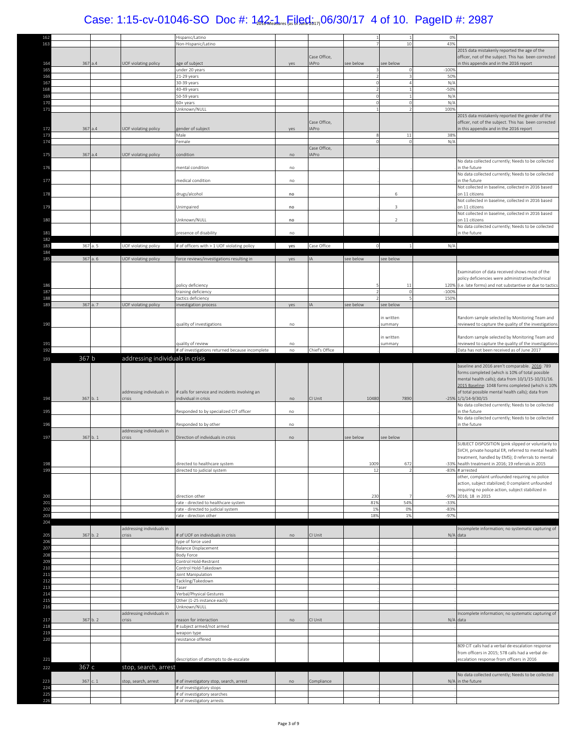| | | | | | | | | | | |
|---|---|---|---|---|---|---|---|---|---|---|
| 162 | | | | Hispanic/Latino | | | 1 | 1 | 0% | |
| 163 | | | | Non-Hispanic/Latino | | | 7 | 10 | 43% | |
| 164 | 367 | a.4 | UOF violating policy | age of subject | yes | Case Office, IAPro | see below | see below | | 2015 data mistakenly reported the age of the officer, not of the subject. This has been corrected in this appendix and in the 2016 report |
| 165 | | | | under 20 years | | | 3 | 0 | -100% | |
| 166 | | | | 21-29 years | | | 2 | 3 | 50% | |
| 167 | | | | 30-39 years | | | 0 | 4 | N/A | |
| 168 | | | | 40-49 years | | | 2 | 1 | -50% | |
| 169 | | | | 50-59 years | | | 0 | 1 | N/A | |
| 170 | | | | 60+ years | | | 0 | 0 | N/A | |
| 171 | | | | Unknown/NULL | | | 1 | 2 | 100% | |
| 172 | 367 | a.4 | UOF violating policy | gender of subject | yes | Case Office, IAPro | | | | 2015 data mistakenly reported the gender of the officer, not of the subject. This has been corrected in this appendix and in the 2016 report |
| 173 | | | | Male | | | 8 | 11 | 38% | |
| 174 | | | | Female | | | 0 | 0 | N/A | |
| 175 | 367 | a.4 | UOF violating policy | condition | no | Case Office, IAPro | | | | |
| 176 | | | | mental condition | no | | | . | | No data collected currently; Needs to be collected in the future |
| 177 | | | | medical condition | no | | | . | | No data collected currently; Needs to be collected in the future |
| 178 | | | | drugs/alcohol | no | | | 6 | | Not collected in baseline, collected in 2016 based on 11 citizens |
| 179 | | | | Unimpaired | no | | | 3 | | Not collected in baseline, collected in 2016 based on 11 citizens |
| 180 | | | | Unknown/NULL | no | | | 2 | | Not collected in baseline, collected in 2016 based on 11 citizens |
| 181 | | | | presence of disability | no | | | . | | No data collected currently; Needs to be collected in the future |
| 182 | | | | | | | | | | |
| 183 | 367 | a. 5 | UOF violating policy | # of officers with > 1 UOF violating policy | yes | Case Office | 0 | 1 | N/A | |
| 184 | | | | | | | | | | |
| 185 | 367 | a. 6 | UOF violating policy | force reviews/investigations resulting in | yes | IA | see below | see below | | |
| 186 | | | | policy deficiency | | | 5 | 11 | 120% | Examination of data received shows most of the policy deficiencies were administrative/technical (i.e. late forms) and not substantive or due to tactics |
| 187 | | | | training deficiency | | | 2 | 0 | -100% | |
| 188 | | | | tactics deficiency | | | 2 | 5 | 150% | |
| 189 | 367 | a. 7 | UOF violating policy | investigation process | yes | IA | see below | see below | | |
| 190 | | | | quality of investigations | no | | | in written summary | | Random sample selected by Monitoring Team and reviewed to capture the quality of the investigations |
| 191 | | | | quality of review | no | | | in written summary | | Random sample selected by Monitoring Team and reviewed to capture the quality of the investigations |
| 192 | | | | # of investigations returned because incomplete | no | Chief's Office | | . | | Data has not been received as of June 2017 |
| 193 | 367 b | | addressing individuals in crisis | | | | | | | |
| 194 | 367 | b. 1 | addressing individuals in crisis | # calls for service and incidents involving an individual in crisis | no | CI Unit | 10480 | 7890 | -25% | baseline and 2016 aren't comparable. 2016: 789 forms completed (which is 10% of total possible mental health calls); data from 10/1/15-10/31/16. 2015 Baseline: 1048 forms completed (which is 10% of total possible mental health calls); data from 1/1/14-9/30/15 |
| 195 | | | | Responded to by specialized CIT officer | no | | | . | | No data collected currently; Needs to be collected in the future |
| 196 | | | | Responded to by other | no | | | . | | No data collected currently; Needs to be collected in the future |
| 197 | 367 | b. 1 | addressing individuals in crisis | Direction of individuals in crisis | no | | see below | see below | | |
| 198 | | | | directed to healthcare system | | | 1009 | 672 | -33% | SUBJECT DISPOSITION (pink slipped or voluntarily to SVCH, private hospital ER, referred to mental health treatment, handled by EMS); 0 referrals to mental health treatment in 2016; 19 referrals in 2015 |
| 199 | | | | directed to judicial system | | | 12 | 2 | -83% | # arrested |
| 200 | | | | direction other | | | 230 | 7 | -97% | other, complaint unfounded requiring no police action, subject stabilized; 0 complaint unfounded requiring no police action, subject stabilized in 2016; 18 in 2015 |
| 201 | | | | rate - directed to healthcare system | | | 81% | 54% | -33% | |
| 202 | | | | rate - directed to judicial system | | | 1% | 0% | -83% | |
| 203 | | | | rate - direction other | | | 18% | 1% | -97% | |
| 204 | | | | | | | | | | |
| 205 | 367 | b. 2 | addressing individuals in crisis | # of UOF on individuals in crisis | no | CI Unit | | | N/A | Incomplete information; no systematic capturing of data |
| 206 | | | | type of force used | | | | . | | |
| 207 | | | | Balance Displacement | | | | . | | |
| 208 | | | | Body Force | | | | . | | |
| 209 | | | | Control Hold-Restraint | | | | . | | |
| 210 | | | | Control Hold-Takedown | | | | . | | |
| 211 | | | | Joint Manipulation | | | | . | | |
| 212 | | | | Tackling/Takedown | | | | . | | |
| 213 | | | | Taser | | | | . | | |
| 214 | | | | Verbal/Physical Gestures | | | | . | | |
| 215 | | | | Other (1-25 instance each) | | | | . | | |
| 216 | | | | Unknown/NULL | | | | . | | |
| 217 | 367 | b. 2 | addressing individuals in crisis | reason for interaction | no | CI Unit | | | N/A | Incomplete information; no systematic capturing of data |
| 218 | | | | # subject armed/not armed | | | | . | | |
| 219 | | | | weapon type | | | | . | | |
| 220 | | | | resistance offered | | | | . | | |
| 221 | | | | description of attempts to de-escalate | | | | . | | 809 CIT calls had a verbal de-escalation response from officers in 2015; 578 calls had a verbal de-escalation response from officers in 2016 |
| 222 | 367 c | | stop, search, arrest | | | | | | | |
| 223 | 367 | c. 1 | stop, search, arrest | # of investigatory stop, search, arrest | no | Compliance | | | N/A | No data collected currently; Needs to be collected in the future |
| 224 | | | | # of investigatory stops | | | | . | | |
| 225 | | | | # of investigatory searches | | | | . | | |
| 226 | | | | # of investigatory arrests | | | | . | | |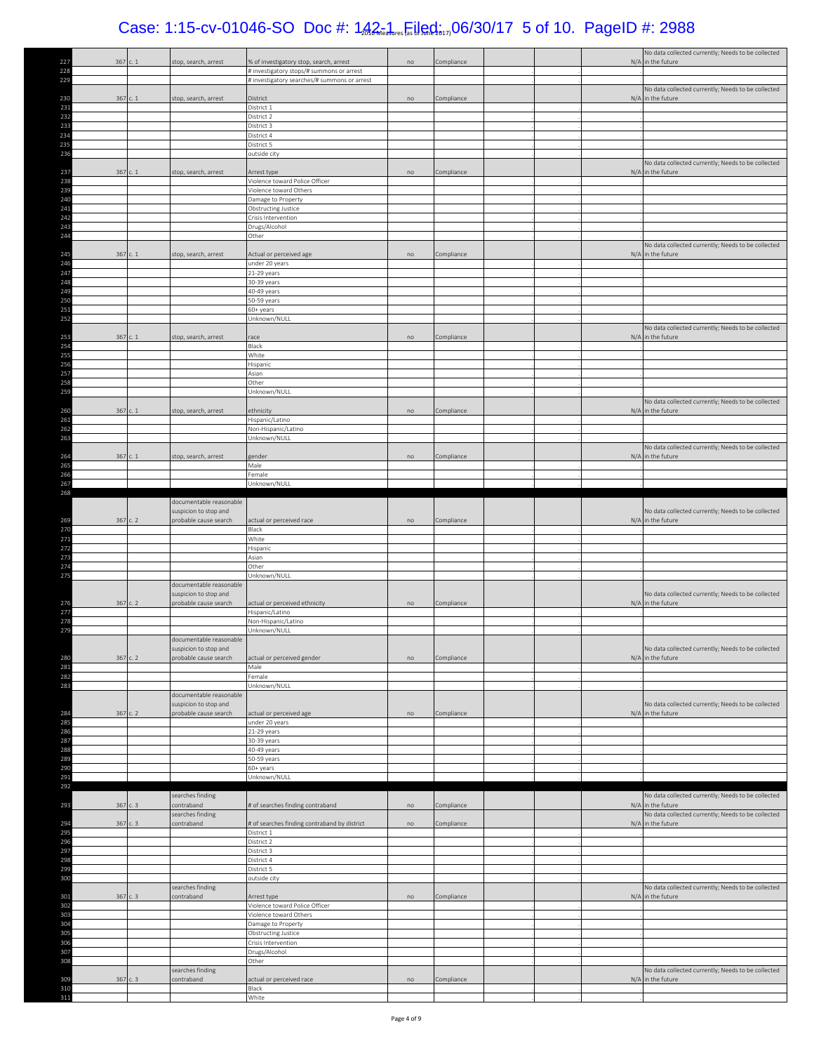| | | | | | | | | | | |
|---|---|---|---|---|---|---|---|---|---|---|
| 227 | 367 | c. 1 | stop, search, arrest | % of investigatory stop, search, arrest | no | Compliance | | | N/A | No data collected currently; Needs to be collected in the future |
| 228 | | | | # investigatory stops/# summons or arrest | | | | . | . | |
| 229 | | | | # investigatory searches/# summons or arrest | | | | . | . | |
| 230 | 367 | c. 1 | stop, search, arrest | District | no | Compliance | | | N/A | No data collected currently; Needs to be collected in the future |
| 231 | | | | District 1 | | | | . | . | |
| 232 | | | | District 2 | | | | . | . | |
| 233 | | | | District 3 | | | | . | . | |
| 234 | | | | District 4 | | | | . | . | |
| 235 | | | | District 5 | | | | . | . | |
| 236 | | | | outside city | | | | . | . | |
| 237 | 367 | c. 1 | stop, search, arrest | Arrest type | no | Compliance | | | N/A | No data collected currently; Needs to be collected in the future |
| 238 | | | | Violence toward Police Officer | | | | . | . | |
| 239 | | | | Violence toward Others | | | | . | . | |
| 240 | | | | Damage to Property | | | | . | . | |
| 241 | | | | Obstructing Justice | | | | . | . | |
| 242 | | | | Crisis Intervention | | | | . | . | |
| 243 | | | | Drugs/Alcohol | | | | . | . | |
| 244 | | | | Other | | | | . | . | |
| 245 | 367 | c. 1 | stop, search, arrest | Actual or perceived age | no | Compliance | | | N/A | No data collected currently; Needs to be collected in the future |
| 246 | | | | under 20 years | | | | . | . | |
| 247 | | | | 21-29 years | | | | . | . | |
| 248 | | | | 30-39 years | | | | . | . | |
| 249 | | | | 40-49 years | | | | . | . | |
| 250 | | | | 50-59 years | | | | . | . | |
| 251 | | | | 60+ years | | | | . | . | |
| 252 | | | | Unknown/NULL | | | | . | . | |
| 253 | 367 | c. 1 | stop, search, arrest | race | no | Compliance | | | N/A | No data collected currently; Needs to be collected in the future |
| 254 | | | | Black | | | | . | . | |
| 255 | | | | White | | | | . | . | |
| 256 | | | | Hispanic | | | | . | . | |
| 257 | | | | Asian | | | | . | . | |
| 258 | | | | Other | | | | . | . | |
| 259 | | | | Unknown/NULL | | | | . | . | |
| 260 | 367 | c. 1 | stop, search, arrest | ethnicity | no | Compliance | | | N/A | No data collected currently; Needs to be collected in the future |
| 261 | | | | Hispanic/Latino | | | | . | . | |
| 262 | | | | Non-Hispanic/Latino | | | | . | . | |
| 263 | | | | Unknown/NULL | | | | . | . | |
| 264 | 367 | c. 1 | stop, search, arrest | gender | no | Compliance | | | N/A | No data collected currently; Needs to be collected in the future |
| 265 | | | | Male | | | | . | . | |
| 266 | | | | Female | | | | . | . | |
| 267 | | | | Unknown/NULL | | | | . | . | |
| 268 | | | | | | | | | | |
| 269 | 367 | c. 2 | documentable reasonable suspicion to stop and probable cause search | actual or perceived race | no | Compliance | | | N/A | No data collected currently; Needs to be collected in the future |
| 270 | | | | Black | | | | . | . | |
| 271 | | | | White | | | | . | . | |
| 272 | | | | Hispanic | | | | . | . | |
| 273 | | | | Asian | | | | . | . | |
| 274 | | | | Other | | | | . | . | |
| 275 | | | | Unknown/NULL | | | | . | . | |
| 276 | 367 | c. 2 | documentable reasonable suspicion to stop and probable cause search | actual or perceived ethnicity | no | Compliance | | | N/A | No data collected currently; Needs to be collected in the future |
| 277 | | | | Hispanic/Latino | | | | . | . | |
| 278 | | | | Non-Hispanic/Latino | | | | . | . | |
| 279 | | | | Unknown/NULL | | | | . | . | |
| 280 | 367 | c. 2 | documentable reasonable suspicion to stop and probable cause search | actual or perceived gender | no | Compliance | | | N/A | No data collected currently; Needs to be collected in the future |
| 281 | | | | Male | | | | . | . | |
| 282 | | | | Female | | | | . | . | |
| 283 | | | | Unknown/NULL | | | | . | . | |
| 284 | 367 | c. 2 | documentable reasonable suspicion to stop and probable cause search | actual or perceived age | no | Compliance | | | N/A | No data collected currently; Needs to be collected in the future |
| 285 | | | | under 20 years | | | | . | . | |
| 286 | | | | 21-29 years | | | | . | . | |
| 287 | | | | 30-39 years | | | | . | . | |
| 288 | | | | 40-49 years | | | | . | . | |
| 289 | | | | 50-59 years | | | | . | . | |
| 290 | | | | 60+ years | | | | . | . | |
| 291 | | | | Unknown/NULL | | | | . | . | |
| 292 | | | | | | | | | | |
| 293 | 367 | c. 3 | searches finding contraband | # of searches finding contraband | no | Compliance | | | N/A | No data collected currently; Needs to be collected in the future |
| 294 | 367 | c. 3 | searches finding contraband | # of searches finding contraband by district | no | Compliance | | | N/A | No data collected currently; Needs to be collected in the future |
| 295 | | | | District 1 | | | | . | . | |
| 296 | | | | District 2 | | | | . | . | |
| 297 | | | | District 3 | | | | . | . | |
| 298 | | | | District 4 | | | | . | . | |
| 299 | | | | District 5 | | | | . | . | |
| 300 | | | | outside city | | | | . | . | |
| 301 | 367 | c. 3 | searches finding contraband | Arrest type | no | Compliance | | | N/A | No data collected currently; Needs to be collected in the future |
| 302 | | | | Violence toward Police Officer | | | | . | . | |
| 303 | | | | Violence toward Others | | | | . | . | |
| 304 | | | | Damage to Property | | | | . | . | |
| 305 | | | | Obstructing Justice | | | | . | . | |
| 306 | | | | Crisis Intervention | | | | . | . | |
| 307 | | | | Drugs/Alcohol | | | | . | . | |
| 308 | | | | Other | | | | . | . | |
| 309 | 367 | c. 3 | searches finding contraband | actual or perceived race | no | Compliance | | | N/A | No data collected currently; Needs to be collected in the future |
| 310 | | | | Black | | | | . | . | |
| 311 | | | | White | | | | . | . | |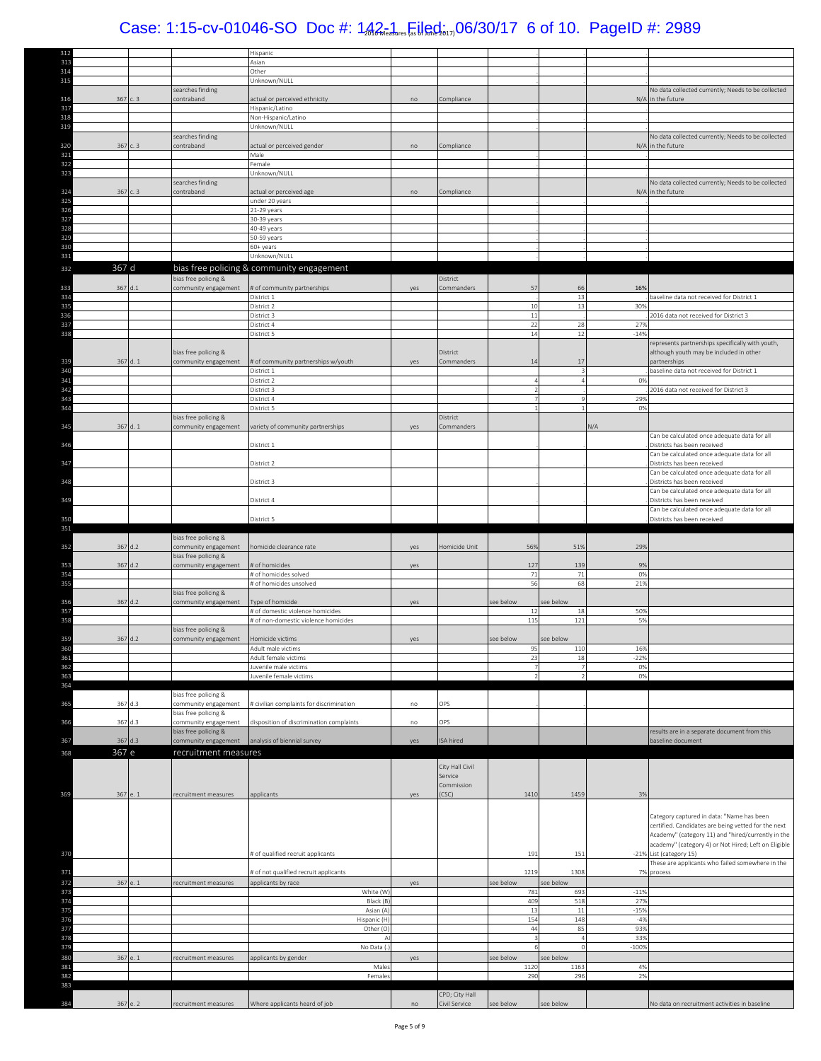| | | | | | | | | | |
|---|---|---|---|---|---|---|---|---|---|
| 312 | | | | Hispanic | | | | . | |
| 313 | | | | Asian | | | | . | |
| 314 | | | | Other | | | | . | |
| 315 | | | | Unknown/NULL | | | | . | |
| 316 | 367 | c. 3 | searches finding contraband | actual or perceived ethnicity | no | Compliance | | | N/A | No data collected currently; Needs to be collected in the future |
| 317 | | | | Hispanic/Latino | | | | . | |
| 318 | | | | Non-Hispanic/Latino | | | | . | |
| 319 | | | | Unknown/NULL | | | | . | |
| 320 | 367 | c. 3 | searches finding contraband | actual or perceived gender | no | Compliance | | | N/A | No data collected currently; Needs to be collected in the future |
| 321 | | | | Male | | | | . | |
| 322 | | | | Female | | | | . | |
| 323 | | | | Unknown/NULL | | | | . | |
| 324 | 367 | c. 3 | searches finding contraband | actual or perceived age | no | Compliance | | | N/A | No data collected currently; Needs to be collected in the future |
| 325 | | | | under 20 years | | | | . | |
| 326 | | | | 21-29 years | | | | . | |
| 327 | | | | 30-39 years | | | | . | |
| 328 | | | | 40-49 years | | | | . | |
| 329 | | | | 50-59 years | | | | . | |
| 330 | | | | 60+ years | | | | . | |
| 331 | | | | Unknown/NULL | | | | . | |
| 332 | 367 d | | **bias free policing & community engagement** | | | | | | |
| 333 | 367 | d.1 | bias free policing & community engagement | # of community partnerships | yes | District Commanders | 57 | 66 | 16% | |
| 334 | | | | District 1 | | | | 13 | . | baseline data not received for District 1 |
| 335 | | | | District 2 | | | 10 | 13 | 30% | |
| 336 | | | | District 3 | | | 11 | . | . | 2016 data not received for District 3 |
| 337 | | | | District 4 | | | 22 | 28 | 27% | |
| 338 | | | | District 5 | | | 14 | 12 | -14% | |
| 339 | 367 | d. 1 | bias free policing & community engagement | # of community partnerships w/youth | yes | District Commanders | 14 | 17 | | represents partnerships specifically with youth, although youth may be included in other partnerships |
| 340 | | | | District 1 | | | | 3 | . | baseline data not received for District 1 |
| 341 | | | | District 2 | | | 4 | 4 | 0% | |
| 342 | | | | District 3 | | | 2 | . | . | 2016 data not received for District 3 |
| 343 | | | | District 4 | | | 7 | 9 | 29% | |
| 344 | | | | District 5 | | | 1 | 1 | 0% | |
| 345 | 367 | d. 1 | bias free policing & community engagement | variety of community partnerships | yes | District Commanders | | | N/A | |
| 346 | | | | District 1 | | | . | . | | Can be calculated once adequate data for all Districts has been received |
| 347 | | | | District 2 | | | . | . | | Can be calculated once adequate data for all Districts has been received |
| 348 | | | | District 3 | | | . | . | | Can be calculated once adequate data for all Districts has been received |
| 349 | | | | District 4 | | | . | . | | Can be calculated once adequate data for all Districts has been received |
| 350 | | | | District 5 | | | . | . | | Can be calculated once adequate data for all Districts has been received |
| 351 | | | | | | | | | |
| 352 | 367 | d.2 | bias free policing & community engagement | homicide clearance rate | yes | Homicide Unit | 56% | 51% | 29% | |
| 353 | 367 | d.2 | bias free policing & community engagement | # of homicides | yes | | 127 | 139 | 9% | |
| 354 | | | | # of homicides solved | | | 71 | 71 | 0% | |
| 355 | | | | # of homicides unsolved | | | 56 | 68 | 21% | |
| 356 | 367 | d.2 | bias free policing & community engagement | Type of homicide | yes | | see below | see below | | |
| 357 | | | | # of domestic violence homicides | | | 12 | 18 | 50% | |
| 358 | | | | # of non-domestic violence homicides | | | 115 | 121 | 5% | |
| 359 | 367 | d.2 | bias free policing & community engagement | Homicide victims | yes | | see below | see below | | |
| 360 | | | | Adult male victims | | | 95 | 110 | 16% | |
| 361 | | | | Adult female victims | | | 23 | 18 | -22% | |
| 362 | | | | Juvenile male victims | | | 7 | 7 | 0% | |
| 363 | | | | Juvenile female victims | | | 2 | 2 | 0% | |
| 364 | | | | | | | | | |
| 365 | 367 | d.3 | bias free policing & community engagement | # civilian complaints for discrimination | no | OPS | | . | | |
| 366 | 367 | d.3 | bias free policing & community engagement | disposition of discrimination complaints | no | OPS | | . | | |
| 367 | 367 | d.3 | bias free policing & community engagement | analysis of biennial survey | yes | ISA hired | | | | results are in a separate document from this baseline document |
| 368 | 367 e | | **recruitment measures** | | | | | | |
| 369 | 367 | e. 1 | recruitment measures | applicants | yes | City Hall Civil Service Commission (CSC) | 1410 | 1459 | 3% | |
| 370 | | | | # of qualified recruit applicants | | | 191 | 151 | -21% | Category captured in data: "Name has been certified. Candidates are being vetted for the next Academy" (category 11) and "hired/currently in the academy" (category 4) or Not Hired; Left on Eligible List (category 15) |
| 371 | | | | # of not qualified recruit applicants | | | 1219 | 1308 | 7% | These are applicants who failed somewhere in the process |
| 372 | 367 | e. 1 | recruitment measures | applicants by race | yes | | see below | see below | | |
| 373 | | | | White (W) | | | 781 | 693 | -11% | |
| 374 | | | | Black (B) | | | 409 | 518 | 27% | |
| 375 | | | | Asian (A) | | | 13 | 11 | -15% | |
| 376 | | | | Hispanic (H) | | | 154 | 148 | -4% | |
| 377 | | | | Other (O) | | | 44 | 85 | 93% | |
| 378 | | | | AI | | | 3 | 4 | 33% | |
| 379 | | | | No Data (.) | | | 6 | 0 | -100% | |
| 380 | 367 | e. 1 | recruitment measures | applicants by gender | yes | | see below | see below | | |
| 381 | | | | Males | | | 1120 | 1163 | 4% | |
| 382 | | | | Females | | | 290 | 296 | 2% | |
| 383 | | | | | | | | | |
| 384 | 367 | e. 2 | recruitment measures | Where applicants heard of job | no | CPD; City Hall Civil Service | see below | see below | | No data on recruitment activities in baseline |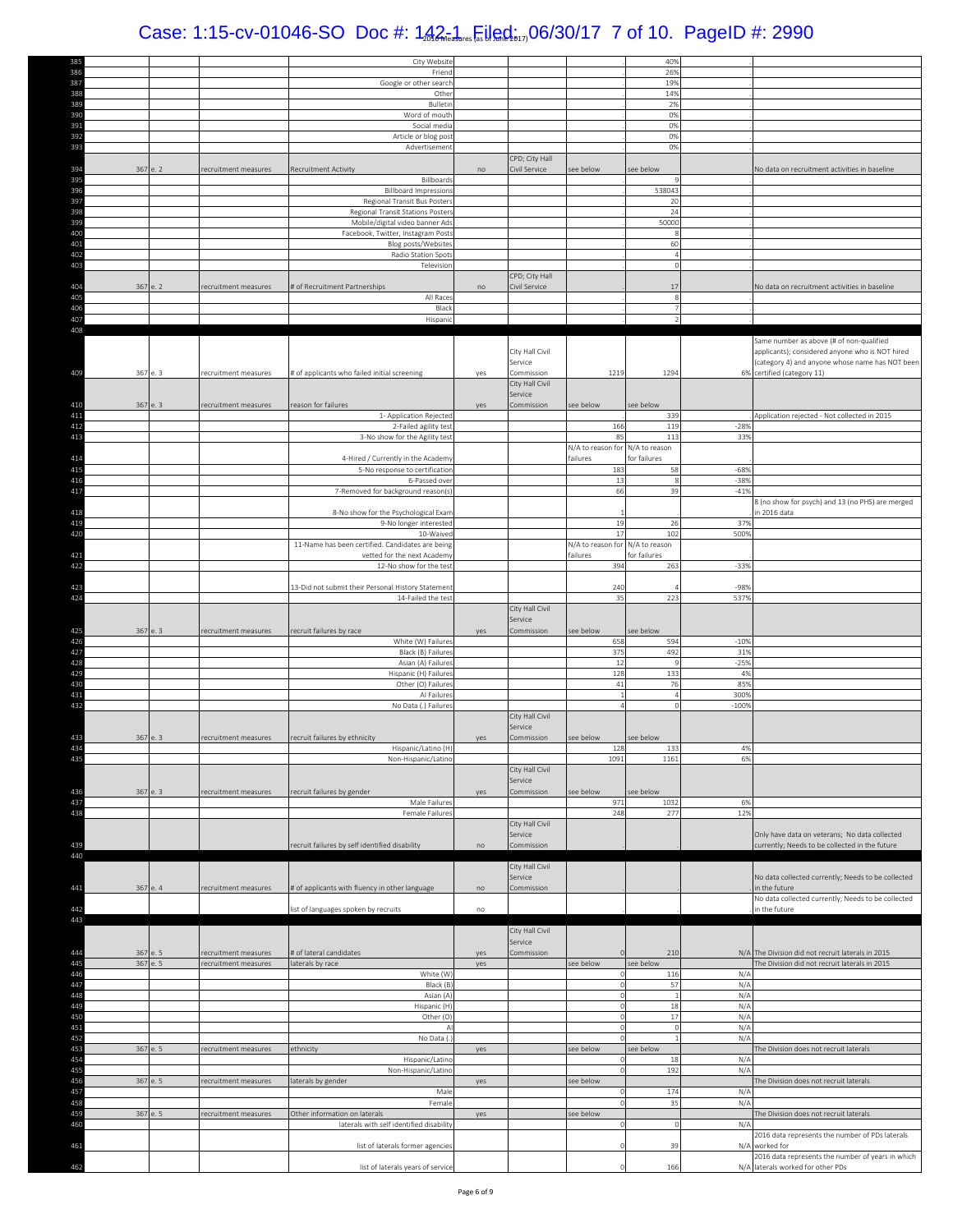Case: 1:15-cv-01046-SO Doc #: 142-1 Filed: 06/30/17 7 of 10. PageID #: 2990

2016 Measures (as of June 2017)

| | | | | | | | | | | |
|---|---|---|---|---|---|---|---|---|---|---|
| 385 | | | | City Website | | | | 40% | | . |
| 386 | | | | Friend | | | | 26% | | . |
| 387 | | | | Google or other search | | | | 19% | | . |
| 388 | | | | Other | | | | 14% | | . |
| 389 | | | | Bulletin | | | | 2% | | . |
| 390 | | | | Word of mouth | | | | 0% | | . |
| 391 | | | | Social media | | | | 0% | | . |
| 392 | | | | Article or blog post | | | | 0% | | . |
| 393 | | | | Advertisement | | | | 0% | | . |
| 394 | 367 | e. 2 | recruitment measures | Recruitment Activity | no | CPD; City Hall Civil Service | see below | see below | | No data on recruitment activities in baseline |
| 395 | | | | Billboards | | | | 9 | | . |
| 396 | | | | Billboard Impressions | | | | 538043 | | . |
| 397 | | | | Regional Transit Bus Posters | | | | 20 | | . |
| 398 | | | | Regional Transit Stations Posters | | | | 24 | | . |
| 399 | | | | Mobile/digital video banner Ads | | | | 50000 | | . |
| 400 | | | | Facebook, Twitter, Instagram Posts | | | | 8 | | . |
| 401 | | | | Blog posts/Websites | | | | 60 | | . |
| 402 | | | | Radio Station Spots | | | | 4 | | . |
| 403 | | | | Television | | | | 0 | | . |
| 404 | 367 | e. 2 | recruitment measures | # of Recruitment Partnerships | no | CPD; City Hall Civil Service | | 17 | | No data on recruitment activities in baseline |
| 405 | | | | All Races | | | | 8 | | . |
| 406 | | | | Black | | | | 7 | | . |
| 407 | | | | Hispanic | | | | 2 | | . |
| 408 | | | | | | | | | | |
| 409 | 367 | e. 3 | recruitment measures | # of applicants who failed initial screening | yes | City Hall Civil Service Commission | 1219 | 1294 | 6% | Same number as above (# of non-qualified applicants); considered anyone who is NOT hired (category 4) and anyone whose name has NOT been certified (category 11) |
| 410 | 367 | e. 3 | recruitment measures | reason for failures | yes | City Hall Civil Service Commission | see below | see below | | |
| 411 | | | | 1- Application Rejected | | | | 339 | | Application rejected - Not collected in 2015 |
| 412 | | | | 2-Failed agility test | | | 166 | 119 | -28% | |
| 413 | | | | 3-No show for the Agility test | | | 85 | 113 | 33% | |
| 414 | | | | 4-Hired / Currently in the Academy | | | N/A to reason for failures | N/A to reason for failures | | |
| 415 | | | | 5-No response to certification | | | 183 | 58 | -68% | |
| 416 | | | | 6-Passed over | | | 13 | 8 | -38% | |
| 417 | | | | 7-Removed for background reason(s) | | | 66 | 39 | -41% | |
| 418 | | | | 8-No show for the Psychological Exam | | | 1 | . | . | 8 (no show for psych) and 13 (no PHS) are merged in 2016 data |
| 419 | | | | 9-No longer interested | | | 19 | 26 | 37% | |
| 420 | | | | 10-Waived | | | 17 | 102 | 500% | |
| 421 | | | | 11-Name has been certified. Candidates are being vetted for the next Academy | | | N/A to reason for failures | N/A to reason for failures | | |
| 422 | | | | 12-No show for the test | | | 394 | 263 | -33% | |
| 423 | | | | 13-Did not submit their Personal History Statement | | | 240 | 4 | -98% | |
| 424 | | | | 14-Failed the test | | | 35 | 223 | 537% | |
| 425 | 367 | e. 3 | recruitment measures | recruit failures by race | yes | City Hall Civil Service Commission | see below | see below | | |
| 426 | | | | White (W) Failures | | | 658 | 594 | -10% | |
| 427 | | | | Black (B) Failures | | | 375 | 492 | 31% | |
| 428 | | | | Asian (A) Failures | | | 12 | 9 | -25% | |
| 429 | | | | Hispanic (H) Failures | | | 128 | 133 | 4% | |
| 430 | | | | Other (O) Failures | | | 41 | 76 | 85% | |
| 431 | | | | AI Failures | | | 1 | 4 | 300% | |
| 432 | | | | No Data (.) Failures | | | 4 | 0 | -100% | |
| 433 | 367 | e. 3 | recruitment measures | recruit failures by ethnicity | yes | City Hall Civil Service Commission | see below | see below | | |
| 434 | | | | Hispanic/Latino (H) | | | 128 | 133 | 4% | |
| 435 | | | | Non-Hispanic/Latino | | | 1091 | 1161 | 6% | |
| 436 | 367 | e. 3 | recruitment measures | recruit failures by gender | yes | City Hall Civil Service Commission | see below | see below | | |
| 437 | | | | Male Failures | | | 971 | 1032 | 6% | |
| 438 | | | | Female Failures | | | 248 | 277 | 12% | |
| 439 | | | | recruit failures by self identified disability | no | City Hall Civil Service Commission | | . | | Only have data on veterans; No data collected currently; Needs to be collected in the future |
| 440 | | | | | | | | | | |
| 441 | 367 | e. 4 | recruitment measures | # of applicants with fluency in other language | no | City Hall Civil Service Commission | | . | | No data collected currently; Needs to be collected in the future |
| 442 | | | | list of languages spoken by recruits | no | | | . | | No data collected currently; Needs to be collected in the future |
| 443 | | | | | | | | | | |
| 444 | 367 | e. 5 | recruitment measures | # of lateral candidates | yes | City Hall Civil Service Commission | 0 | 210 | N/A | The Division did not recruit laterals in 2015 |
| 445 | 367 | e. 5 | recruitment measures | laterals by race | yes | | see below | see below | | The Division did not recruit laterals in 2015 |
| 446 | | | | White (W) | | | 0 | 116 | N/A | |
| 447 | | | | Black (B) | | | 0 | 57 | N/A | |
| 448 | | | | Asian (A) | | | 0 | 1 | N/A | |
| 449 | | | | Hispanic (H) | | | 0 | 18 | N/A | |
| 450 | | | | Other (O) | | | 0 | 17 | N/A | |
| 451 | | | | AI | | | 0 | 0 | N/A | |
| 452 | | | | No Data (.) | | | 0 | 1 | N/A | |
| 453 | 367 | e. 5 | recruitment measures | ethnicity | yes | | see below | see below | | The Division does not recruit laterals |
| 454 | | | | Hispanic/Latino | | | 0 | 18 | N/A | |
| 455 | | | | Non-Hispanic/Latino | | | 0 | 192 | N/A | |
| 456 | 367 | e. 5 | recruitment measures | laterals by gender | yes | | see below | | | The Division does not recruit laterals |
| 457 | | | | Male | | | 0 | 174 | N/A | |
| 458 | | | | Female | | | 0 | 35 | N/A | |
| 459 | 367 | e. 5 | recruitment measures | Other information on laterals | yes | | see below | | | The Division does not recruit laterals |
| 460 | | | | laterals with self identified disability | | | 0 | 0 | N/A | |
| 461 | | | | list of laterals former agencies | | | 0 | 39 | N/A | 2016 data represents the number of PDs laterals worked for |
| 462 | | | | list of laterals years of service | | | 0 | 166 | N/A | 2016 data represents the number of years in which laterals worked for other PDs |

Page 6 of 9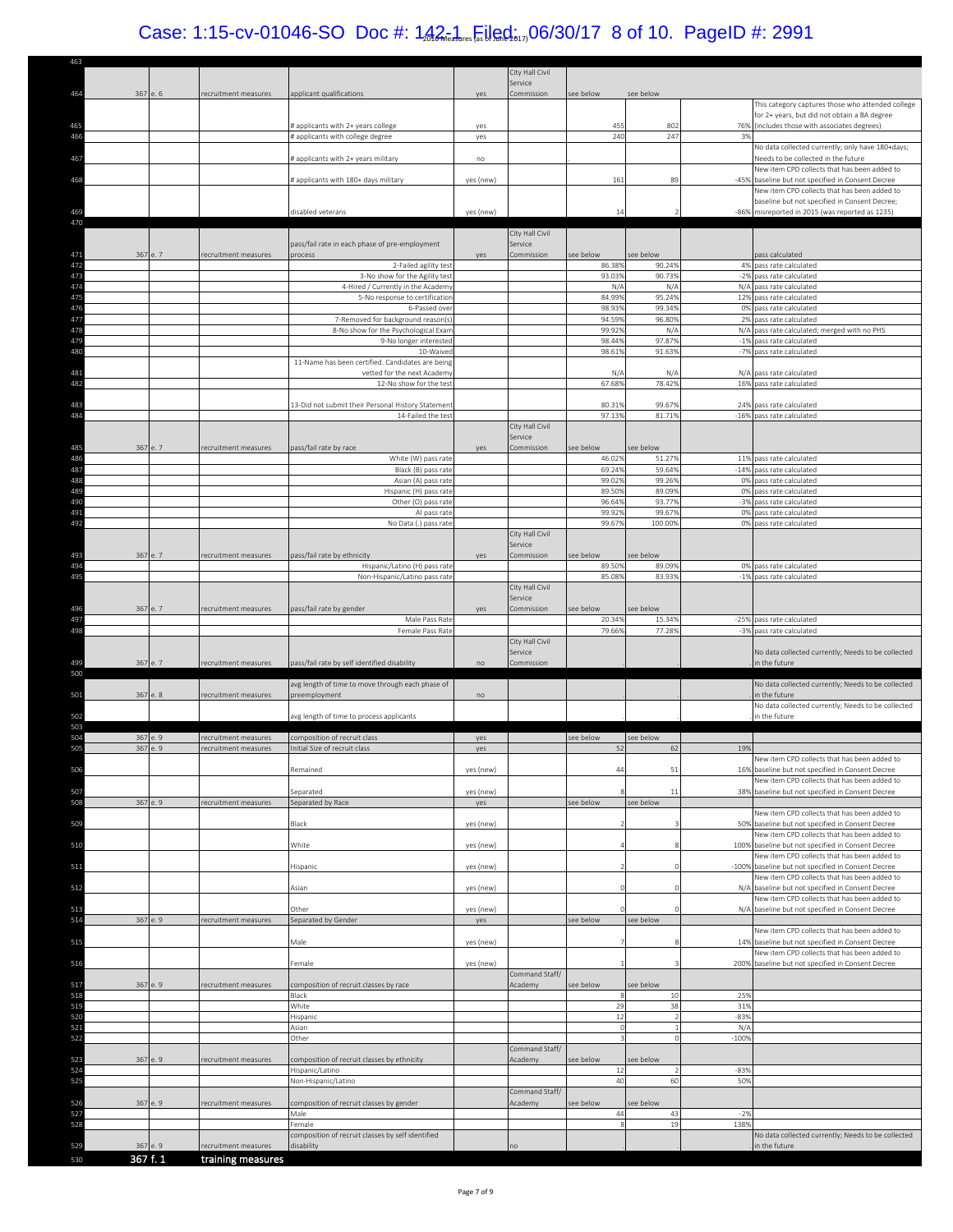| | | | | | | | | | |
|---|---|---|---|---|---|---|---|---|---|
| 463 | | | | | | | | | |
| 464 | 367 e. 6 | recruitment measures | applicant qualifications | yes | City Hall Civil Service Commission | see below | see below | | |
| 465 | | | # applicants with 2+ years college | yes | | 455 | 802 | 76% | This category captures those who attended college for 2+ years, but did not obtain a BA degree (includes those with associates degrees) |
| 466 | | | # applicants with college degree | yes | | 240 | 247 | 3% | |
| 467 | | | # applicants with 2+ years military | no | | . | | | No data collected currently; only have 180+days; Needs to be collected in the future |
| 468 | | | # applicants with 180+ days military | yes (new) | | 161 | 89 | -45% | New item CPD collects that has been added to baseline but not specified in Consent Decree |
| 469 | | | disabled veterans | yes (new) | | 14 | 2 | -86% | New item CPD collects that has been added to baseline but not specified in Consent Decree; misreported in 2015 (was reported as 1235) |
| 470 | | | | | | | | | |
| 471 | 367 e. 7 | recruitment measures | pass/fail rate in each phase of pre-employment process | yes | City Hall Civil Service Commission | see below | see below | | pass calculated |
| 472 | | | 2-Failed agility test | | | 86.38% | 90.24% | 4% | pass rate calculated |
| 473 | | | 3-No show for the Agility test | | | 93.03% | 90.73% | -2% | pass rate calculated |
| 474 | | | 4-Hired / Currently in the Academy | | | N/A | N/A | N/A | pass rate calculated |
| 475 | | | 5-No response to certification | | | 84.99% | 95.24% | 12% | pass rate calculated |
| 476 | | | 6-Passed over | | | 98.93% | 99.34% | 0% | pass rate calculated |
| 477 | | | 7-Removed for background reason(s) | | | 94.59% | 96.80% | 2% | pass rate calculated |
| 478 | | | 8-No show for the Psychological Exam | | | 99.92% | N/A | N/A | pass rate calculated; merged with no PHS |
| 479 | | | 9-No longer interested | | | 98.44% | 97.87% | -1% | pass rate calculated |
| 480 | | | 10-Waived | | | 98.61% | 91.63% | -7% | pass rate calculated |
| 481 | | | 11-Name has been certified. Candidates are being vetted for the next Academy | | | N/A | N/A | N/A | pass rate calculated |
| 482 | | | 12-No show for the test | | | 67.68% | 78.42% | 16% | pass rate calculated |
| 483 | | | 13-Did not submit their Personal History Statement | | | 80.31% | 99.67% | 24% | pass rate calculated |
| 484 | | | 14-Failed the test | | | 97.13% | 81.71% | -16% | pass rate calculated |
| 485 | 367 e. 7 | recruitment measures | pass/fail rate by race | yes | City Hall Civil Service Commission | see below | see below | | |
| 486 | | | White (W) pass rate | | | 46.02% | 51.27% | 11% | pass rate calculated |
| 487 | | | Black (B) pass rate | | | 69.24% | 59.64% | -14% | pass rate calculated |
| 488 | | | Asian (A) pass rate | | | 99.02% | 99.26% | 0% | pass rate calculated |
| 489 | | | Hispanic (H) pass rate | | | 89.50% | 89.09% | 0% | pass rate calculated |
| 490 | | | Other (O) pass rate | | | 96.64% | 93.77% | -3% | pass rate calculated |
| 491 | | | AI pass rate | | | 99.92% | 99.67% | 0% | pass rate calculated |
| 492 | | | No Data (.) pass rate | | | 99.67% | 100.00% | 0% | pass rate calculated |
| 493 | 367 e. 7 | recruitment measures | pass/fail rate by ethnicity | yes | City Hall Civil Service Commission | see below | see below | | |
| 494 | | | Hispanic/Latino (H) pass rate | | | 89.50% | 89.09% | 0% | pass rate calculated |
| 495 | | | Non-Hispanic/Latino pass rate | | | 85.08% | 83.93% | -1% | pass rate calculated |
| 496 | 367 e. 7 | recruitment measures | pass/fail rate by gender | yes | City Hall Civil Service Commission | see below | see below | | |
| 497 | | | Male Pass Rate | | | 20.34% | 15.34% | -25% | pass rate calculated |
| 498 | | | Female Pass Rate | | | 79.66% | 77.28% | -3% | pass rate calculated |
| 499 | 367 e. 7 | recruitment measures | pass/fail rate by self identified disability | no | City Hall Civil Service Commission | . | . | | No data collected currently; Needs to be collected in the future |
| 500 | | | | | | | | | |
| 501 | 367 e. 8 | recruitment measures | avg length of time to move through each phase of preemployment | no | | . | . | | No data collected currently; Needs to be collected in the future |
| 502 | | | avg length of time to process applicants | | | . | . | | No data collected currently; Needs to be collected in the future |
| 503 | | | | | | | | | |
| 504 | 367 e. 9 | recruitment measures | composition of recruit class | yes | | see below | see below | | |
| 505 | 367 e. 9 | recruitment measures | Initial Size of recruit class | yes | | 52 | 62 | 19% | |
| 506 | | | Remained | yes (new) | | 44 | 51 | 16% | New item CPD collects that has been added to baseline but not specified in Consent Decree |
| 507 | | | Separated | yes (new) | | 8 | 11 | 38% | New item CPD collects that has been added to baseline but not specified in Consent Decree |
| 508 | 367 e. 9 | recruitment measures | Separated by Race | yes | | see below | see below | | |
| 509 | | | Black | yes (new) | | 2 | 3 | 50% | New item CPD collects that has been added to baseline but not specified in Consent Decree |
| 510 | | | White | yes (new) | | 4 | 8 | 100% | New item CPD collects that has been added to baseline but not specified in Consent Decree |
| 511 | | | Hispanic | yes (new) | | 2 | 0 | -100% | New item CPD collects that has been added to baseline but not specified in Consent Decree |
| 512 | | | Asian | yes (new) | | 0 | 0 | N/A | New item CPD collects that has been added to baseline but not specified in Consent Decree |
| 513 | | | Other | yes (new) | | 0 | 0 | N/A | New item CPD collects that has been added to baseline but not specified in Consent Decree |
| 514 | 367 e. 9 | recruitment measures | Separated by Gender | yes | | see below | see below | | |
| 515 | | | Male | yes (new) | | 7 | 8 | 14% | New item CPD collects that has been added to baseline but not specified in Consent Decree |
| 516 | | | Female | yes (new) | | 1 | 3 | 200% | New item CPD collects that has been added to baseline but not specified in Consent Decree |
| 517 | 367 e. 9 | recruitment measures | composition of recruit classes by race | | Command Staff/ Academy | see below | see below | | |
| 518 | | | Black | | | 8 | 10 | 25% | |
| 519 | | | White | | | 29 | 38 | 31% | |
| 520 | | | Hispanic | | | 12 | 2 | -83% | |
| 521 | | | Asian | | | 0 | 1 | N/A | |
| 522 | | | Other | | | 3 | 0 | -100% | |
| 523 | 367 e. 9 | recruitment measures | composition of recruit classes by ethnicity | | Command Staff/ Academy | see below | see below | | |
| 524 | | | Hispanic/Latino | | | 12 | 2 | -83% | |
| 525 | | | Non-Hispanic/Latino | | | 40 | 60 | 50% | |
| 526 | 367 e. 9 | recruitment measures | composition of recruit classes by gender | | Command Staff/ Academy | see below | see below | | |
| 527 | | | Male | | | 44 | 43 | -2% | |
| 528 | | | Female | | | 8 | 19 | 138% | |
| 529 | 367 e. 9 | recruitment measures | composition of recruit classes by self identified disability | | no | . | . | | No data collected currently; Needs to be collected in the future |
| 530 | 367 f. 1 | training measures | | | | | | | |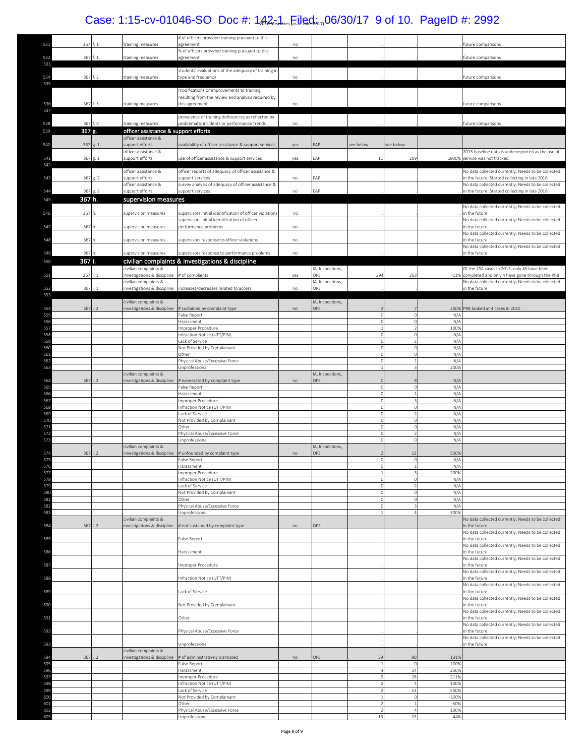| | | | | | | | | | | |
|---|---|---|---|---|---|---|---|---|---|---|
| 531 | 367 | f. 1 | training measures | # of officers provided training pursuant to this agreement | no | | | . | . | future comparisons |
| 532 | 367 | f. 1 | training measures | % of officers provided training pursuant to this agreement | no | | | . | . | future comparisons |
| 533 | | | | | | | | | | |
| 534 | 367 | f. 2 | training measures | students' evaluations of the adequacy of training in type and frequency | no | | | . | . | future comparisons |
| 535 | | | | | | | | | | |
| 536 | 367 | f. 3 | training measures | modifications or improvements to training resulting from the review and analysis required by this agreement | no | | | . | . | future comparisons |
| 537 | | | | | | | | | | |
| 538 | 367 | f. 4 | training measures | prevalence of training deficiencies as reflected by problematic incidents or performance trends | no | | | . | . | future comparisons |
| 539 | **367** | **g.** | **officer assistance & support efforts** | | | | | | | |
| 540 | 367 | g. 1 | officer assistance & support efforts | availability of officer assistance & support services | yes | EAP | see below | see below | | |
| 541 | 367 | g. 1 | officer assistance & support efforts | use of officer assistance & support services | yes | EAP | 11 | 209 | 1800% | 2015 baseline data is underreported as the use of service was not tracked. |
| 542 | | | | | | | | | | |
| 543 | 367 | g. 2 | officer assistance & support efforts | officer reports of adequacy of officer assistance & support services | no | EAP | | . | . | No data collected currently; Needs to be collected in the future; Started collecting in late 2016 |
| 544 | 367 | g. 2 | officer assistance & support efforts | survey analysis of adequacy of officer assistance & support services | no | EAP | | . | . | No data collected currently; Needs to be collected in the future; Started collecting in late 2016 |
| 545 | **367** | **h.** | **supervision measures** | | | | | | | |
| 546 | 367 | h. | supervision measures | supervisors initial identification of officer violations | no | | | . | . | No data collected currently; Needs to be collected in the future |
| 547 | 367 | h. | supervision measures | supervisors initial identification of officer performance problems | no | | | . | . | No data collected currently; Needs to be collected in the future |
| 548 | 367 | h. | supervision measures | supervisors response to officer violations | no | | | . | . | No data collected currently; Needs to be collected in the future |
| 549 | 367 | h. | supervision measures | supervisors response to performance problems | no | | | . | . | No data collected currently; Needs to be collected in the future |
| 550 | **367** | **i.** | **civilian complaints & investigations & discipline** | | | | | | | |
| 551 | 367 | i. 1 | civilian complaints & investigations & discipline | # of complaints | yes | IA, Inspections, OPS | 294 | 263 | -11% | Of the 294 cases in 2015, only 45 have been completed and only 4 have gone through the PRB |
| 552 | 367 | i. 1 | civilian complaints & investigations & discipline | increases/decreases related to access | no | IA, Inspections, OPS | | . | . | No data collected currently; Needs to be collected in the future |
| 553 | | | | | | | | | | |
| 554 | 367 | i. 2 | civilian complaints & investigations & discipline | # sustained by complaint type | no | IA, Inspections, OPS | 2 | 7 | 250% | PRB looked at 4 cases in 2015 |
| 555 | | | | False Report | | | 0 | 0 | N/A | |
| 556 | | | | Harassment | | | 0 | 0 | N/A | |
| 557 | | | | Improper Procedure | | | 1 | 2 | 100% | |
| 558 | | | | Infraction Notice (UTT/PIN) | | | 0 | 0 | N/A | |
| 559 | | | | Lack of Service | | | 0 | 1 | N/A | |
| 560 | | | | Not Provided by Complainant | | | 0 | 0 | N/A | |
| 561 | | | | Other | | | 0 | 0 | N/A | |
| 562 | | | | Physical Abuse/Excessive Force | | | 0 | 1 | N/A | |
| 563 | | | | Unprofessional | | | 1 | 3 | 200% | |
| 564 | 367 | i. 2 | civilian complaints & investigations & discipline | # exonerated by complaint type | no | IA, Inspections, OPS | 0 | 8 | N/A | |
| 565 | | | | False Report | | | 0 | 0 | N/A | |
| 566 | | | | Harassment | | | 0 | 1 | N/A | |
| 567 | | | | Improper Procedure | | | 0 | 3 | N/A | |
| 568 | | | | Infraction Notice (UTT/PIN) | | | 0 | 0 | N/A | |
| 569 | | | | Lack of Service | | | 0 | 2 | N/A | |
| 570 | | | | Not Provided by Complainant | | | 0 | 0 | N/A | |
| 571 | | | | Other | | | 0 | 0 | N/A | |
| 572 | | | | Physical Abuse/Excessive Force | | | 0 | 2 | N/A | |
| 573 | | | | Unprofessional | | | 0 | 0 | N/A | |
| 574 | 367 | i. 2 | civilian complaints & investigations & discipline | # unfounded by complaint type | no | IA, Inspections, OPS | 2 | 13 | 550% | |
| 575 | | | | False Report | | | 0 | 0 | N/A | |
| 576 | | | | Harassment | | | 0 | 1 | N/A | |
| 577 | | | | Improper Procedure | | | 1 | 3 | 200% | |
| 578 | | | | Infraction Notice (UTT/PIN) | | | 0 | 0 | N/A | |
| 579 | | | | Lack of Service | | | 0 | 2 | N/A | |
| 580 | | | | Not Provided by Complainant | | | 0 | 0 | N/A | |
| 581 | | | | Other | | | 0 | 0 | N/A | |
| 582 | | | | Physical Abuse/Excessive Force | | | 0 | 3 | N/A | |
| 583 | | | | Unprofessional | | | 1 | 4 | 300% | |
| 584 | 367 | i. 2 | civilian complaints & investigations & discipline | # not sustained by complaint type | no | OPS | | . | . | No data collected currently; Needs to be collected in the future |
| 585 | | | | False Report | | | | . | . | No data collected currently; Needs to be collected in the future |
| 586 | | | | Harassment | | | | . | . | No data collected currently; Needs to be collected in the future |
| 587 | | | | Improper Procedure | | | | . | . | No data collected currently; Needs to be collected in the future |
| 588 | | | | Infraction Notice (UTT/PIN) | | | | . | . | No data collected currently; Needs to be collected in the future |
| 589 | | | | Lack of Service | | | | . | . | No data collected currently; Needs to be collected in the future |
| 590 | | | | Not Provided by Complainant | | | | . | . | No data collected currently; Needs to be collected in the future |
| 591 | | | | Other | | | | . | . | No data collected currently; Needs to be collected in the future |
| 592 | | | | Physical Abuse/Excessive Force | | | | . | . | No data collected currently; Needs to be collected in the future |
| 593 | | | | Unprofessional | | | | . | . | No data collected currently; Needs to be collected in the future |
| 594 | 367 | i. 2 | civilian complaints & investigations & discipline | # of administratively dismissed | no | OPS | 39 | 90 | 131% | |
| 595 | | | | False Report | | | 1 | 0 | -100% | |
| 596 | | | | Harassment | | | 4 | 14 | 250% | |
| 597 | | | | Improper Procedure | | | 9 | 28 | 211% | |
| 598 | | | | Infraction Notice (UTT/PIN) | | | 2 | 4 | 100% | |
| 599 | | | | Lack of Service | | | 2 | 13 | 550% | |
| 600 | | | | Not Provided by Complainant | | | 1 | 0 | -100% | |
| 601 | | | | Other | | | 2 | 1 | -50% | |
| 602 | | | | Physical Abuse/Excessive Force | | | 2 | 4 | 100% | |
| 603 | | | | Unprofessional | | | 16 | 23 | 44% | |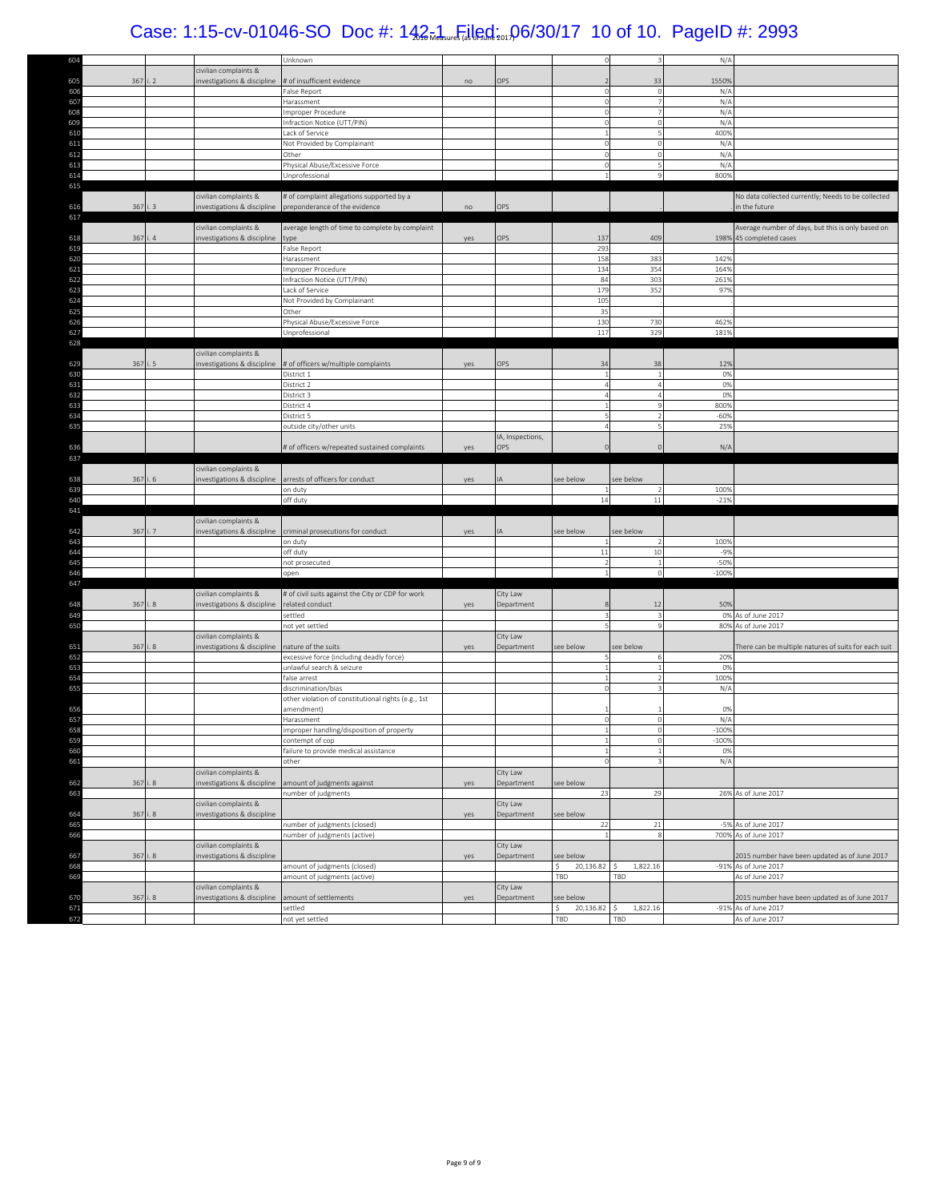| | | | | | | | | | | |
|---|---|---|---|---|---|---|---|---|---|---|
| 604 | | | | Unknown | | | 0 | 3 | N/A | |
| 605 | 367 | i. 2 | civilian complaints & investigations & discipline | # of insufficient evidence | no | OPS | 2 | 33 | 1550% | |
| 606 | | | | False Report | | | 0 | 0 | N/A | |
| 607 | | | | Harassment | | | 0 | 7 | N/A | |
| 608 | | | | Improper Procedure | | | 0 | 7 | N/A | |
| 609 | | | | Infraction Notice (UTT/PIN) | | | 0 | 0 | N/A | |
| 610 | | | | Lack of Service | | | 1 | 5 | 400% | |
| 611 | | | | Not Provided by Complainant | | | 0 | 0 | N/A | |
| 612 | | | | Other | | | 0 | 0 | N/A | |
| 613 | | | | Physical Abuse/Excessive Force | | | 0 | 5 | N/A | |
| 614 | | | | Unprofessional | | | 1 | 9 | 800% | |
| 615 | | | | | | | | | | |
| 616 | 367 | i. 3 | civilian complaints & investigations & discipline | # of complaint allegations supported by a preponderance of the evidence | no | OPS | | . | | No data collected currently; Needs to be collected in the future |
| 617 | | | | | | | | | | |
| 618 | 367 | i. 4 | civilian complaints & investigations & discipline | average length of time to complete by complaint type | yes | OPS | 137 | 409 | 198% | Average number of days, but this is only based on 45 completed cases |
| 619 | | | | False Report | | | 293 | . | . | |
| 620 | | | | Harassment | | | 158 | 383 | 142% | |
| 621 | | | | Improper Procedure | | | 134 | 354 | 164% | |
| 622 | | | | Infraction Notice (UTT/PIN) | | | 84 | 303 | 261% | |
| 623 | | | | Lack of Service | | | 179 | 352 | 97% | |
| 624 | | | | Not Provided by Complainant | | | 105 | . | . | |
| 625 | | | | Other | | | 35 | . | . | |
| 626 | | | | Physical Abuse/Excessive Force | | | 130 | 730 | 462% | |
| 627 | | | | Unprofessional | | | 117 | 329 | 181% | |
| 628 | | | | | | | | | | |
| 629 | 367 | i. 5 | civilian complaints & investigations & discipline | # of officers w/multiple complaints | yes | OPS | 34 | 38 | 12% | |
| 630 | | | | District 1 | | | 1 | 1 | 0% | |
| 631 | | | | District 2 | | | 4 | 4 | 0% | |
| 632 | | | | District 3 | | | 4 | 4 | 0% | |
| 633 | | | | District 4 | | | 1 | 9 | 800% | |
| 634 | | | | District 5 | | | 5 | 2 | -60% | |
| 635 | | | | outside city/other units | | | 4 | 5 | 25% | |
| 636 | | | | # of officers w/repeated sustained complaints | yes | IA, Inspections, OPS | 0 | 0 | N/A | |
| 637 | | | | | | | | | | |
| 638 | 367 | i. 6 | civilian complaints & investigations & discipline | arrests of officers for conduct | yes | IA | see below | see below | | |
| 639 | | | | on duty | | | 1 | 2 | 100% | |
| 640 | | | | off duty | | | 14 | 11 | -21% | |
| 641 | | | | | | | | | | |
| 642 | 367 | i. 7 | civilian complaints & investigations & discipline | criminal prosecutions for conduct | yes | IA | see below | see below | | |
| 643 | | | | on duty | | | 1 | 2 | 100% | |
| 644 | | | | off duty | | | 11 | 10 | -9% | |
| 645 | | | | not prosecuted | | | 2 | 1 | -50% | |
| 646 | | | | open | | | 1 | 0 | -100% | |
| 647 | | | | | | | | | | |
| 648 | 367 | i. 8 | civilian complaints & investigations & discipline | # of civil suits against the City or CDP for work related conduct | yes | City Law Department | 8 | 12 | 50% | |
| 649 | | | | settled | | | 3 | 3 | 0% | As of June 2017 |
| 650 | | | | not yet settled | | | 5 | 9 | 80% | As of June 2017 |
| 651 | 367 | i. 8 | civilian complaints & investigations & discipline | nature of the suits | yes | City Law Department | see below | see below | | There can be multiple natures of suits for each suit |
| 652 | | | | excessive force (including deadly force) | | | 5 | 6 | 20% | |
| 653 | | | | unlawful search & seizure | | | 1 | 1 | 0% | |
| 654 | | | | false arrest | | | 1 | 2 | 100% | |
| 655 | | | | discrimination/bias | | | 0 | 3 | N/A | |
| 656 | | | | other violation of constitutional rights (e.g., 1st amendment) | | | 1 | 1 | 0% | |
| 657 | | | | Harassment | | | 0 | 0 | N/A | |
| 658 | | | | improper handling/disposition of property | | | 1 | 0 | -100% | |
| 659 | | | | contempt of cop | | | 1 | 0 | -100% | |
| 660 | | | | failure to provide medical assistance | | | 1 | 1 | 0% | |
| 661 | | | | other | | | 0 | 3 | N/A | |
| 662 | 367 | i. 8 | civilian complaints & investigations & discipline | amount of judgments against | yes | City Law Department | see below | | | |
| 663 | | | | number of judgments | | | 23 | 29 | 26% | As of June 2017 |
| 664 | 367 | i. 8 | civilian complaints & investigations & discipline | | yes | City Law Department | see below | | | |
| 665 | | | | number of judgments (closed) | | | 22 | 21 | -5% | As of June 2017 |
| 666 | | | | number of judgments (active) | | | 1 | 8 | 700% | As of June 2017 |
| 667 | 367 | i. 8 | civilian complaints & investigations & discipline | | yes | City Law Department | see below | | | 2015 number have been updated as of June 2017 |
| 668 | | | | amount of judgments (closed) | | | $ 20,136.82 | $ 1,822.16 | -91% | As of June 2017 |
| 669 | | | | amount of judgments (active) | | | TBD | TBD | | As of June 2017 |
| 670 | 367 | i. 8 | civilian complaints & investigations & discipline | amount of settlements | yes | City Law Department | see below | | | 2015 number have been updated as of June 2017 |
| 671 | | | | settled | | | $ 20,136.82 | $ 1,822.16 | -91% | As of June 2017 |
| 672 | | | | not yet settled | | | TBD | TBD | | As of June 2017 |